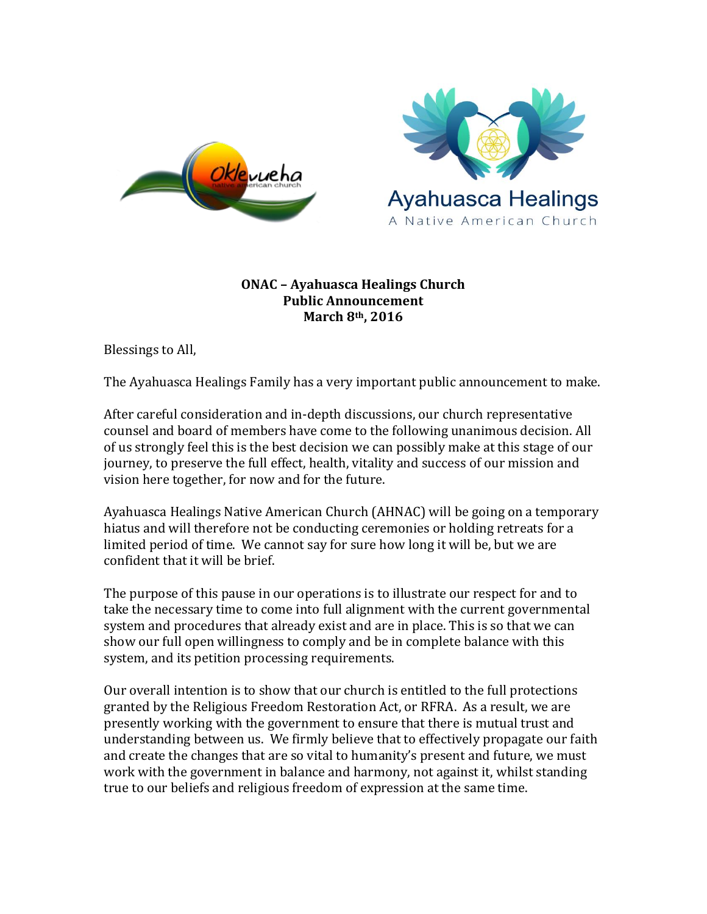**ONAC – Ayahuasca Healings Church**
**Public Announcement**
**March 8th, 2016**

Blessings to All,

The Ayahuasca Healings Family has a very important public announcement to make.

After careful consideration and in-depth discussions, our church representative counsel and board of members have come to the following unanimous decision. All of us strongly feel this is the best decision we can possibly make at this stage of our journey, to preserve the full effect, health, vitality and success of our mission and vision here together, for now and for the future.

Ayahuasca Healings Native American Church (AHNAC) will be going on a temporary hiatus and will therefore not be conducting ceremonies or holding retreats for a limited period of time. We cannot say for sure how long it will be, but we are confident that it will be brief.

The purpose of this pause in our operations is to illustrate our respect for and to take the necessary time to come into full alignment with the current governmental system and procedures that already exist and are in place. This is so that we can show our full open willingness to comply and be in complete balance with this system, and its petition processing requirements.

Our overall intention is to show that our church is entitled to the full protections granted by the Religious Freedom Restoration Act, or RFRA. As a result, we are presently working with the government to ensure that there is mutual trust and understanding between us. We firmly believe that to effectively propagate our faith and create the changes that are so vital to humanity's present and future, we must work with the government in balance and harmony, not against it, whilst standing true to our beliefs and religious freedom of expression at the same time.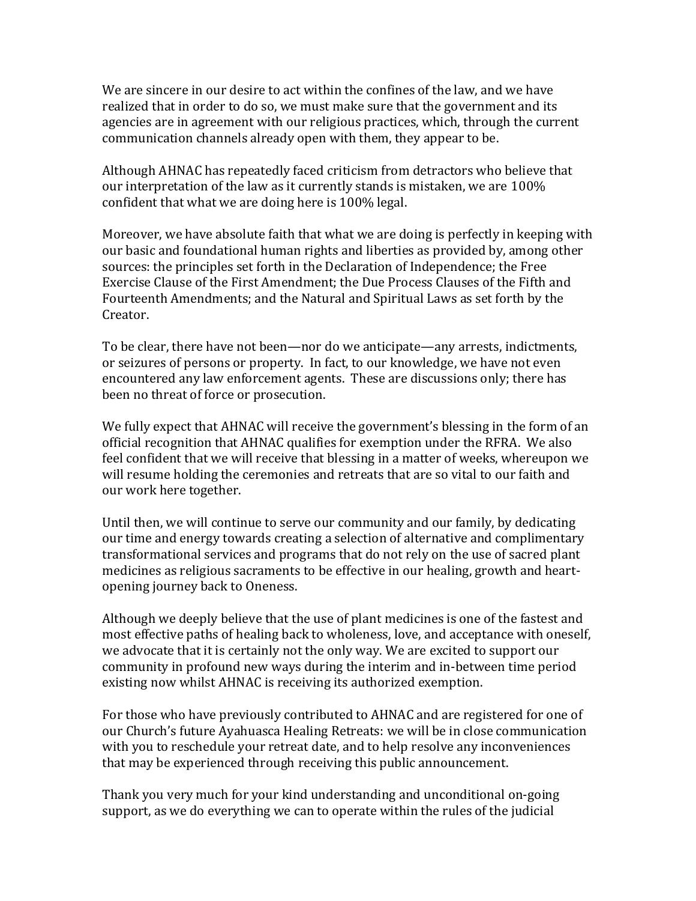We are sincere in our desire to act within the confines of the law, and we have realized that in order to do so, we must make sure that the government and its agencies are in agreement with our religious practices, which, through the current communication channels already open with them, they appear to be.

Although AHNAC has repeatedly faced criticism from detractors who believe that our interpretation of the law as it currently stands is mistaken, we are 100% confident that what we are doing here is 100% legal.

Moreover, we have absolute faith that what we are doing is perfectly in keeping with our basic and foundational human rights and liberties as provided by, among other sources: the principles set forth in the Declaration of Independence; the Free Exercise Clause of the First Amendment; the Due Process Clauses of the Fifth and Fourteenth Amendments; and the Natural and Spiritual Laws as set forth by the Creator.

To be clear, there have not been—nor do we anticipate—any arrests, indictments, or seizures of persons or property. In fact, to our knowledge, we have not even encountered any law enforcement agents. These are discussions only; there has been no threat of force or prosecution.

We fully expect that AHNAC will receive the government's blessing in the form of an official recognition that AHNAC qualifies for exemption under the RFRA. We also feel confident that we will receive that blessing in a matter of weeks, whereupon we will resume holding the ceremonies and retreats that are so vital to our faith and our work here together.

Until then, we will continue to serve our community and our family, by dedicating our time and energy towards creating a selection of alternative and complimentary transformational services and programs that do not rely on the use of sacred plant medicines as religious sacraments to be effective in our healing, growth and heart-opening journey back to Oneness.

Although we deeply believe that the use of plant medicines is one of the fastest and most effective paths of healing back to wholeness, love, and acceptance with oneself, we advocate that it is certainly not the only way. We are excited to support our community in profound new ways during the interim and in-between time period existing now whilst AHNAC is receiving its authorized exemption.

For those who have previously contributed to AHNAC and are registered for one of our Church's future Ayahuasca Healing Retreats: we will be in close communication with you to reschedule your retreat date, and to help resolve any inconveniences that may be experienced through receiving this public announcement.

Thank you very much for your kind understanding and unconditional on-going support, as we do everything we can to operate within the rules of the judicial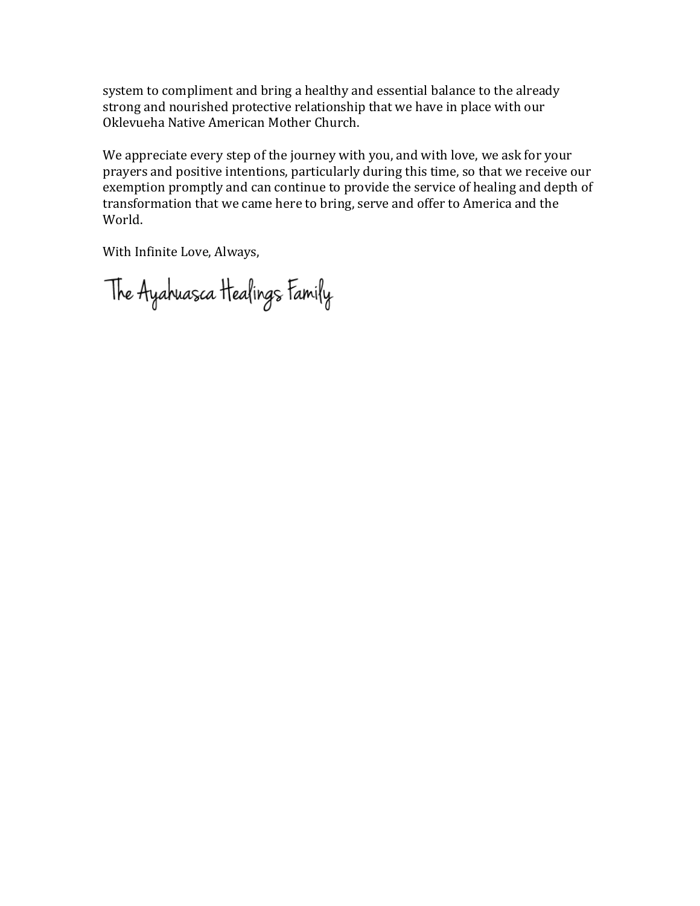system to compliment and bring a healthy and essential balance to the already strong and nourished protective relationship that we have in place with our Oklevueha Native American Mother Church.

We appreciate every step of the journey with you, and with love, we ask for your prayers and positive intentions, particularly during this time, so that we receive our exemption promptly and can continue to provide the service of healing and depth of transformation that we came here to bring, serve and offer to America and the World.

With Infinite Love, Always,

The Ayahuasca Healings Family